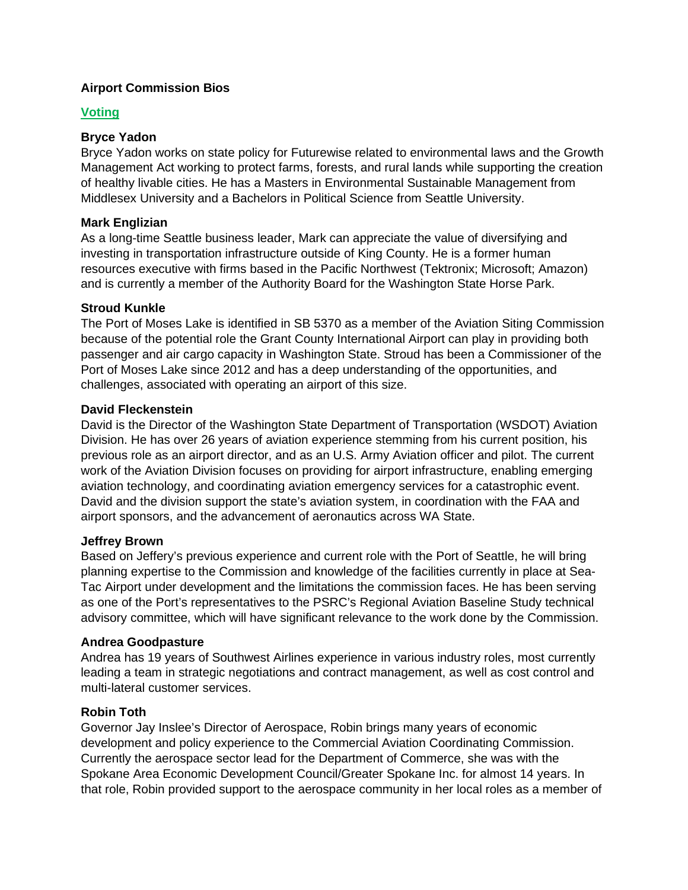**Airport Commission Bios**

**Voting**

**Bryce Yadon**
Bryce Yadon works on state policy for Futurewise related to environmental laws and the Growth Management Act working to protect farms, forests, and rural lands while supporting the creation of healthy livable cities. He has a Masters in Environmental Sustainable Management from Middlesex University and a Bachelors in Political Science from Seattle University.

**Mark Englizian**
As a long-time Seattle business leader, Mark can appreciate the value of diversifying and investing in transportation infrastructure outside of King County. He is a former human resources executive with firms based in the Pacific Northwest (Tektronix; Microsoft; Amazon) and is currently a member of the Authority Board for the Washington State Horse Park.

**Stroud Kunkle**
The Port of Moses Lake is identified in SB 5370 as a member of the Aviation Siting Commission because of the potential role the Grant County International Airport can play in providing both passenger and air cargo capacity in Washington State. Stroud has been a Commissioner of the Port of Moses Lake since 2012 and has a deep understanding of the opportunities, and challenges, associated with operating an airport of this size.

**David Fleckenstein**
David is the Director of the Washington State Department of Transportation (WSDOT) Aviation Division. He has over 26 years of aviation experience stemming from his current position, his previous role as an airport director, and as an U.S. Army Aviation officer and pilot. The current work of the Aviation Division focuses on providing for airport infrastructure, enabling emerging aviation technology, and coordinating aviation emergency services for a catastrophic event. David and the division support the state's aviation system, in coordination with the FAA and airport sponsors, and the advancement of aeronautics across WA State.

**Jeffrey Brown**
Based on Jeffery's previous experience and current role with the Port of Seattle, he will bring planning expertise to the Commission and knowledge of the facilities currently in place at Sea-Tac Airport under development and the limitations the commission faces. He has been serving as one of the Port's representatives to the PSRC's Regional Aviation Baseline Study technical advisory committee, which will have significant relevance to the work done by the Commission.

**Andrea Goodpasture**
Andrea has 19 years of Southwest Airlines experience in various industry roles, most currently leading a team in strategic negotiations and contract management, as well as cost control and multi-lateral customer services.

**Robin Toth**
Governor Jay Inslee's Director of Aerospace, Robin brings many years of economic development and policy experience to the Commercial Aviation Coordinating Commission. Currently the aerospace sector lead for the Department of Commerce, she was with the Spokane Area Economic Development Council/Greater Spokane Inc. for almost 14 years. In that role, Robin provided support to the aerospace community in her local roles as a member of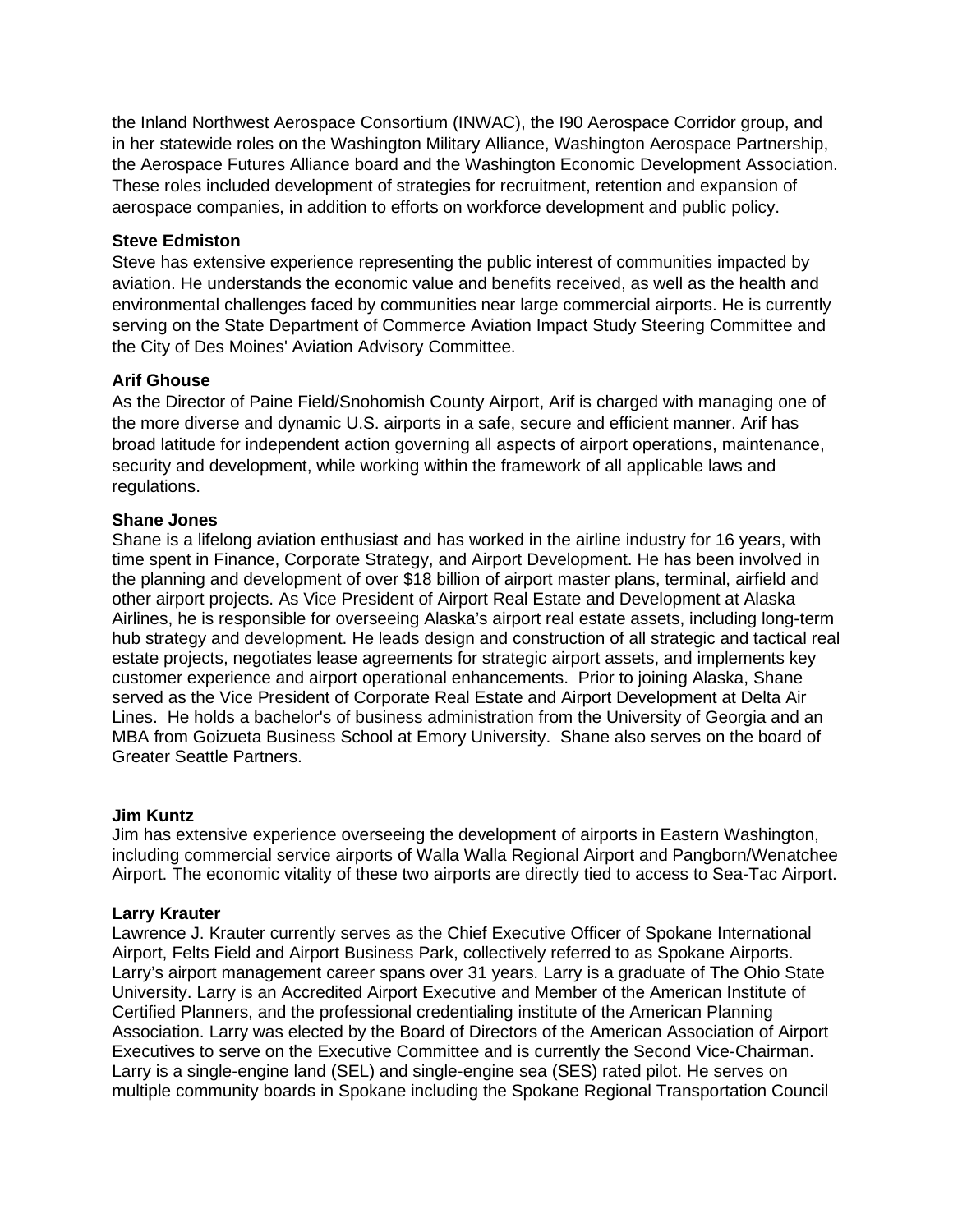the Inland Northwest Aerospace Consortium (INWAC), the I90 Aerospace Corridor group, and in her statewide roles on the Washington Military Alliance, Washington Aerospace Partnership, the Aerospace Futures Alliance board and the Washington Economic Development Association. These roles included development of strategies for recruitment, retention and expansion of aerospace companies, in addition to efforts on workforce development and public policy.

**Steve Edmiston**
Steve has extensive experience representing the public interest of communities impacted by aviation. He understands the economic value and benefits received, as well as the health and environmental challenges faced by communities near large commercial airports. He is currently serving on the State Department of Commerce Aviation Impact Study Steering Committee and the City of Des Moines' Aviation Advisory Committee.

**Arif Ghouse**
As the Director of Paine Field/Snohomish County Airport, Arif is charged with managing one of the more diverse and dynamic U.S. airports in a safe, secure and efficient manner. Arif has broad latitude for independent action governing all aspects of airport operations, maintenance, security and development, while working within the framework of all applicable laws and regulations.

**Shane Jones**
Shane is a lifelong aviation enthusiast and has worked in the airline industry for 16 years, with time spent in Finance, Corporate Strategy, and Airport Development. He has been involved in the planning and development of over $18 billion of airport master plans, terminal, airfield and other airport projects. As Vice President of Airport Real Estate and Development at Alaska Airlines, he is responsible for overseeing Alaska's airport real estate assets, including long-term hub strategy and development. He leads design and construction of all strategic and tactical real estate projects, negotiates lease agreements for strategic airport assets, and implements key customer experience and airport operational enhancements. Prior to joining Alaska, Shane served as the Vice President of Corporate Real Estate and Airport Development at Delta Air Lines. He holds a bachelor's of business administration from the University of Georgia and an MBA from Goizueta Business School at Emory University. Shane also serves on the board of Greater Seattle Partners.

**Jim Kuntz**
Jim has extensive experience overseeing the development of airports in Eastern Washington, including commercial service airports of Walla Walla Regional Airport and Pangborn/Wenatchee Airport. The economic vitality of these two airports are directly tied to access to Sea-Tac Airport.

**Larry Krauter**
Lawrence J. Krauter currently serves as the Chief Executive Officer of Spokane International Airport, Felts Field and Airport Business Park, collectively referred to as Spokane Airports. Larry's airport management career spans over 31 years. Larry is a graduate of The Ohio State University. Larry is an Accredited Airport Executive and Member of the American Institute of Certified Planners, and the professional credentialing institute of the American Planning Association. Larry was elected by the Board of Directors of the American Association of Airport Executives to serve on the Executive Committee and is currently the Second Vice-Chairman. Larry is a single-engine land (SEL) and single-engine sea (SES) rated pilot. He serves on multiple community boards in Spokane including the Spokane Regional Transportation Council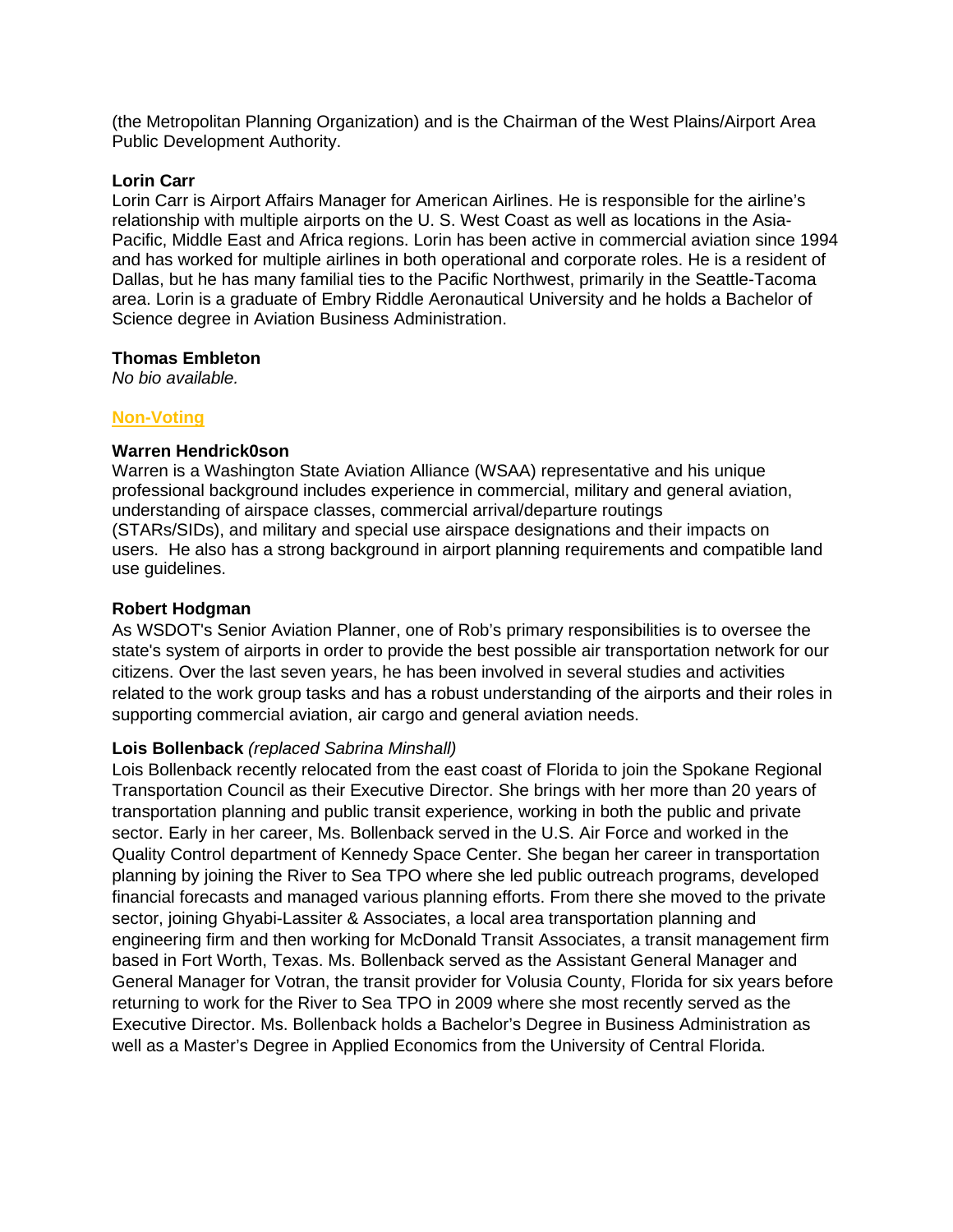(the Metropolitan Planning Organization) and is the Chairman of the West Plains/Airport Area Public Development Authority.

**Lorin Carr**
Lorin Carr is Airport Affairs Manager for American Airlines. He is responsible for the airline's relationship with multiple airports on the U. S. West Coast as well as locations in the Asia-Pacific, Middle East and Africa regions. Lorin has been active in commercial aviation since 1994 and has worked for multiple airlines in both operational and corporate roles. He is a resident of Dallas, but he has many familial ties to the Pacific Northwest, primarily in the Seattle-Tacoma area. Lorin is a graduate of Embry Riddle Aeronautical University and he holds a Bachelor of Science degree in Aviation Business Administration.

**Thomas Embleton**
*No bio available.*

## Non-Voting

**Warren Hendrick0son**
Warren is a Washington State Aviation Alliance (WSAA) representative and his unique professional background includes experience in commercial, military and general aviation, understanding of airspace classes, commercial arrival/departure routings (STARs/SIDs), and military and special use airspace designations and their impacts on users. He also has a strong background in airport planning requirements and compatible land use guidelines.

**Robert Hodgman**
As WSDOT's Senior Aviation Planner, one of Rob's primary responsibilities is to oversee the state's system of airports in order to provide the best possible air transportation network for our citizens. Over the last seven years, he has been involved in several studies and activities related to the work group tasks and has a robust understanding of the airports and their roles in supporting commercial aviation, air cargo and general aviation needs.

**Lois Bollenback** *(replaced Sabrina Minshall)*
Lois Bollenback recently relocated from the east coast of Florida to join the Spokane Regional Transportation Council as their Executive Director. She brings with her more than 20 years of transportation planning and public transit experience, working in both the public and private sector. Early in her career, Ms. Bollenback served in the U.S. Air Force and worked in the Quality Control department of Kennedy Space Center. She began her career in transportation planning by joining the River to Sea TPO where she led public outreach programs, developed financial forecasts and managed various planning efforts. From there she moved to the private sector, joining Ghyabi-Lassiter & Associates, a local area transportation planning and engineering firm and then working for McDonald Transit Associates, a transit management firm based in Fort Worth, Texas. Ms. Bollenback served as the Assistant General Manager and General Manager for Votran, the transit provider for Volusia County, Florida for six years before returning to work for the River to Sea TPO in 2009 where she most recently served as the Executive Director. Ms. Bollenback holds a Bachelor's Degree in Business Administration as well as a Master's Degree in Applied Economics from the University of Central Florida.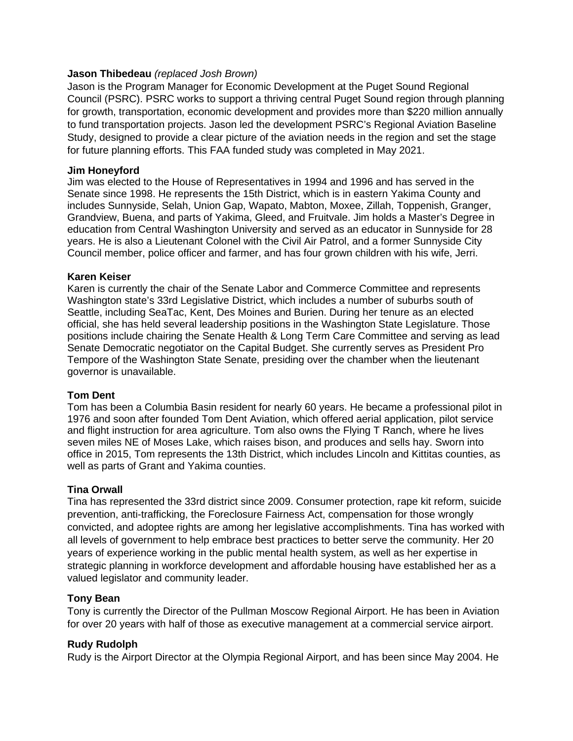**Jason Thibedeau** *(replaced Josh Brown)*
Jason is the Program Manager for Economic Development at the Puget Sound Regional Council (PSRC). PSRC works to support a thriving central Puget Sound region through planning for growth, transportation, economic development and provides more than $220 million annually to fund transportation projects. Jason led the development PSRC's Regional Aviation Baseline Study, designed to provide a clear picture of the aviation needs in the region and set the stage for future planning efforts. This FAA funded study was completed in May 2021.

**Jim Honeyford**
Jim was elected to the House of Representatives in 1994 and 1996 and has served in the Senate since 1998. He represents the 15th District, which is in eastern Yakima County and includes Sunnyside, Selah, Union Gap, Wapato, Mabton, Moxee, Zillah, Toppenish, Granger, Grandview, Buena, and parts of Yakima, Gleed, and Fruitvale. Jim holds a Master's Degree in education from Central Washington University and served as an educator in Sunnyside for 28 years. He is also a Lieutenant Colonel with the Civil Air Patrol, and a former Sunnyside City Council member, police officer and farmer, and has four grown children with his wife, Jerri.

**Karen Keiser**
Karen is currently the chair of the Senate Labor and Commerce Committee and represents Washington state's 33rd Legislative District, which includes a number of suburbs south of Seattle, including SeaTac, Kent, Des Moines and Burien. During her tenure as an elected official, she has held several leadership positions in the Washington State Legislature. Those positions include chairing the Senate Health & Long Term Care Committee and serving as lead Senate Democratic negotiator on the Capital Budget. She currently serves as President Pro Tempore of the Washington State Senate, presiding over the chamber when the lieutenant governor is unavailable.

**Tom Dent**
Tom has been a Columbia Basin resident for nearly 60 years. He became a professional pilot in 1976 and soon after founded Tom Dent Aviation, which offered aerial application, pilot service and flight instruction for area agriculture. Tom also owns the Flying T Ranch, where he lives seven miles NE of Moses Lake, which raises bison, and produces and sells hay. Sworn into office in 2015, Tom represents the 13th District, which includes Lincoln and Kittitas counties, as well as parts of Grant and Yakima counties.

**Tina Orwall**
Tina has represented the 33rd district since 2009. Consumer protection, rape kit reform, suicide prevention, anti-trafficking, the Foreclosure Fairness Act, compensation for those wrongly convicted, and adoptee rights are among her legislative accomplishments. Tina has worked with all levels of government to help embrace best practices to better serve the community. Her 20 years of experience working in the public mental health system, as well as her expertise in strategic planning in workforce development and affordable housing have established her as a valued legislator and community leader.

**Tony Bean**
Tony is currently the Director of the Pullman Moscow Regional Airport. He has been in Aviation for over 20 years with half of those as executive management at a commercial service airport.

**Rudy Rudolph**
Rudy is the Airport Director at the Olympia Regional Airport, and has been since May 2004. He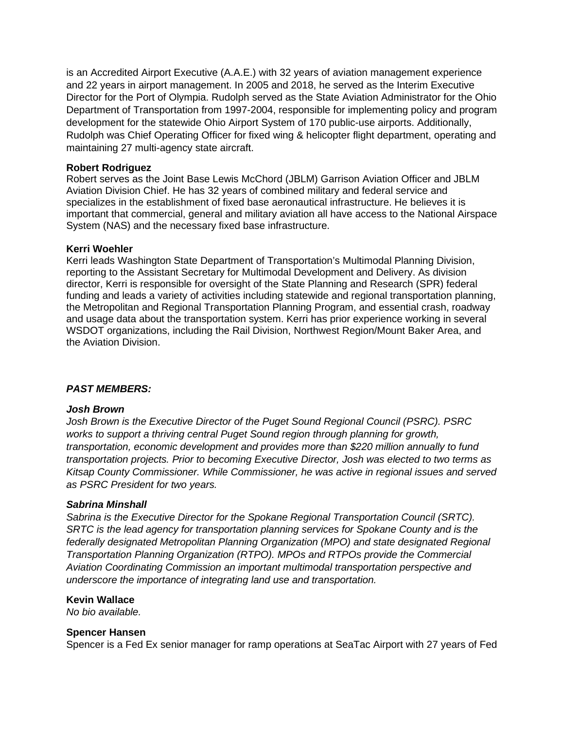is an Accredited Airport Executive (A.A.E.) with 32 years of aviation management experience and 22 years in airport management. In 2005 and 2018, he served as the Interim Executive Director for the Port of Olympia. Rudolph served as the State Aviation Administrator for the Ohio Department of Transportation from 1997-2004, responsible for implementing policy and program development for the statewide Ohio Airport System of 170 public-use airports. Additionally, Rudolph was Chief Operating Officer for fixed wing & helicopter flight department, operating and maintaining 27 multi-agency state aircraft.

**Robert Rodriguez**
Robert serves as the Joint Base Lewis McChord (JBLM) Garrison Aviation Officer and JBLM Aviation Division Chief. He has 32 years of combined military and federal service and specializes in the establishment of fixed base aeronautical infrastructure. He believes it is important that commercial, general and military aviation all have access to the National Airspace System (NAS) and the necessary fixed base infrastructure.

**Kerri Woehler**
Kerri leads Washington State Department of Transportation's Multimodal Planning Division, reporting to the Assistant Secretary for Multimodal Development and Delivery. As division director, Kerri is responsible for oversight of the State Planning and Research (SPR) federal funding and leads a variety of activities including statewide and regional transportation planning, the Metropolitan and Regional Transportation Planning Program, and essential crash, roadway and usage data about the transportation system. Kerri has prior experience working in several WSDOT organizations, including the Rail Division, Northwest Region/Mount Baker Area, and the Aviation Division.

***PAST MEMBERS:***

***Josh Brown***
*Josh Brown is the Executive Director of the Puget Sound Regional Council (PSRC). PSRC works to support a thriving central Puget Sound region through planning for growth, transportation, economic development and provides more than $220 million annually to fund transportation projects. Prior to becoming Executive Director, Josh was elected to two terms as Kitsap County Commissioner. While Commissioner, he was active in regional issues and served as PSRC President for two years.*

***Sabrina Minshall***
*Sabrina is the Executive Director for the Spokane Regional Transportation Council (SRTC). SRTC is the lead agency for transportation planning services for Spokane County and is the federally designated Metropolitan Planning Organization (MPO) and state designated Regional Transportation Planning Organization (RTPO). MPOs and RTPOs provide the Commercial Aviation Coordinating Commission an important multimodal transportation perspective and underscore the importance of integrating land use and transportation.*

**Kevin Wallace**
*No bio available.*

**Spencer Hansen**
Spencer is a Fed Ex senior manager for ramp operations at SeaTac Airport with 27 years of Fed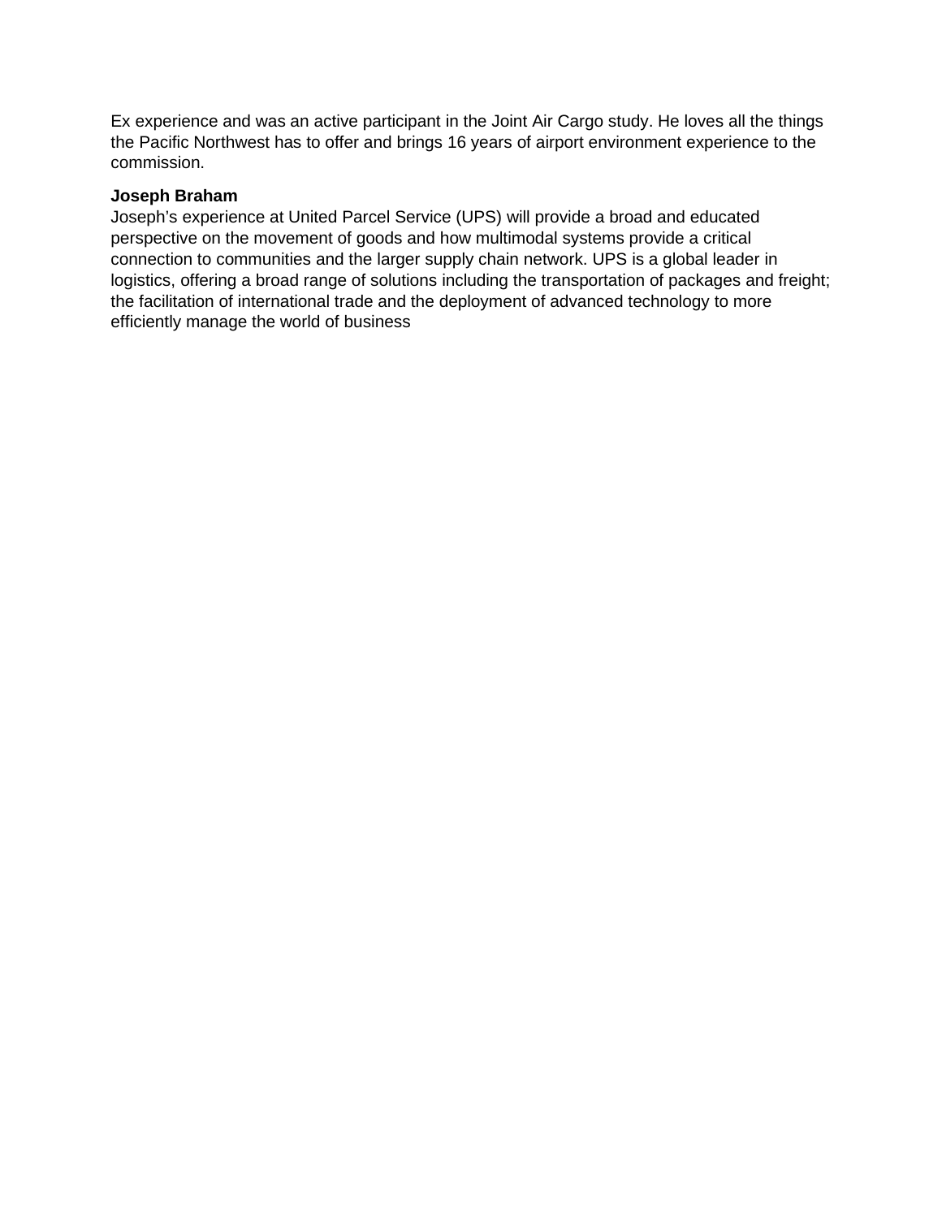Ex experience and was an active participant in the Joint Air Cargo study. He loves all the things the Pacific Northwest has to offer and brings 16 years of airport environment experience to the commission.

**Joseph Braham**

Joseph's experience at United Parcel Service (UPS) will provide a broad and educated perspective on the movement of goods and how multimodal systems provide a critical connection to communities and the larger supply chain network. UPS is a global leader in logistics, offering a broad range of solutions including the transportation of packages and freight; the facilitation of international trade and the deployment of advanced technology to more efficiently manage the world of business